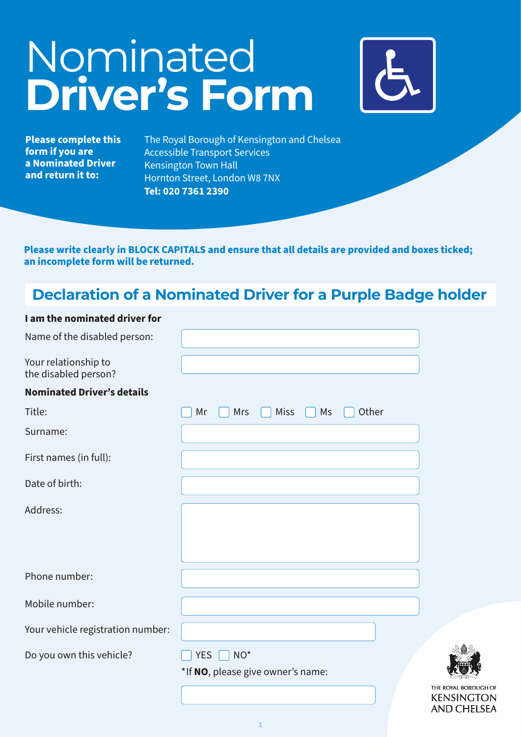# Nominated **Driver's Form**

**Please complete this form if you are a Nominated Driver and return it to:**

The Royal Borough of Kensington and Chelsea
Accessible Transport Services
Kensington Town Hall
Hornton Street, London W8 7NX
**Tel: 020 7361 2390**

**Please write clearly in BLOCK CAPITALS and ensure that all details are provided and boxes ticked; an incomplete form will be returned.**

## Declaration of a Nominated Driver for a Purple Badge holder

**I am the nominated driver for**

Name of the disabled person:

Your relationship to the disabled person?

**Nominated Driver's details**

Title: ☐ Mr ☐ Mrs ☐ Miss ☐ Ms ☐ Other

Surname:

First names (in full):

Date of birth:

Address:

Phone number:

Mobile number:

Your vehicle registration number:

Do you own this vehicle? ☐ YES ☐ NO*

*If **NO**, please give owner's name:

THE ROYAL BOROUGH OF KENSINGTON AND CHELSEA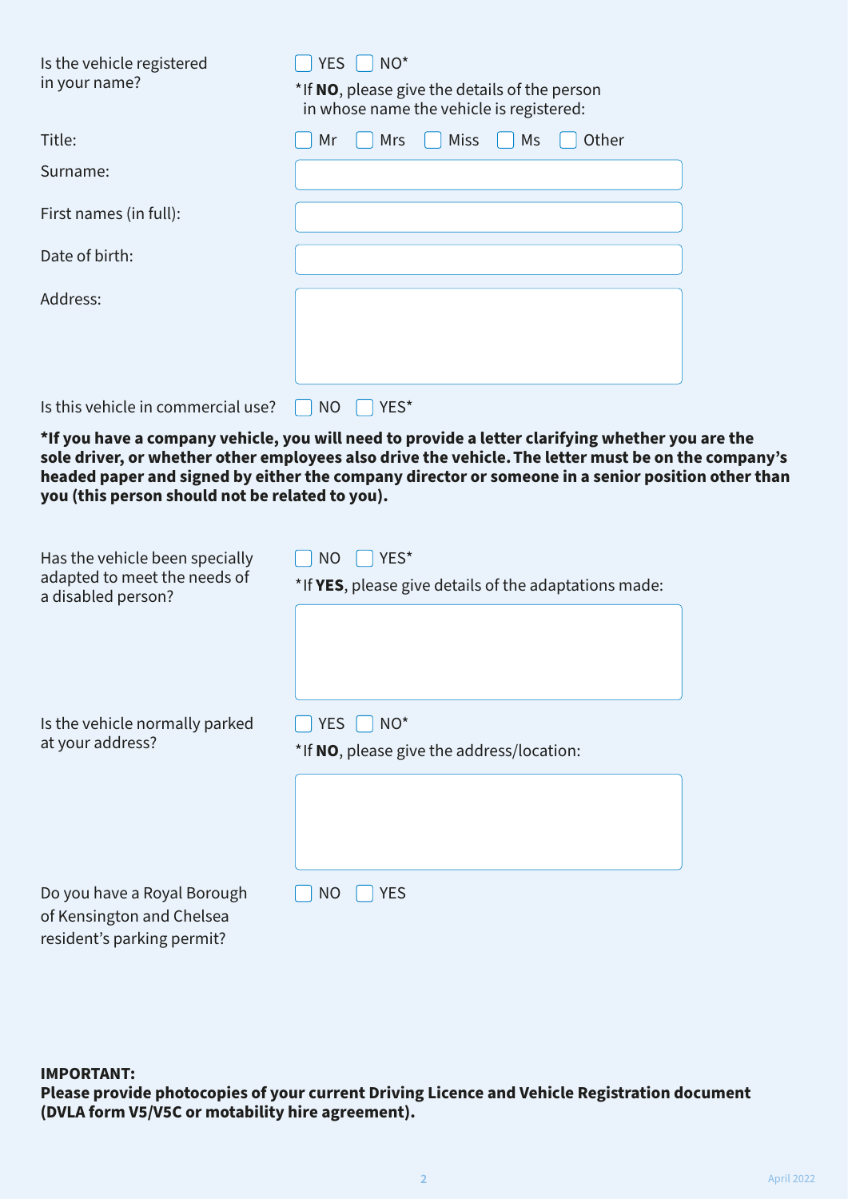Is the vehicle registered in your name? ☐ YES ☐ NO*

*If **NO**, please give the details of the person in whose name the vehicle is registered:

Title: ☐ Mr ☐ Mrs ☐ Miss ☐ Ms ☐ Other

Surname:

First names (in full):

Date of birth:

Address:

Is this vehicle in commercial use? ☐ NO ☐ YES*

**\*If you have a company vehicle, you will need to provide a letter clarifying whether you are the sole driver, or whether other employees also drive the vehicle. The letter must be on the company's headed paper and signed by either the company director or someone in a senior position other than you (this person should not be related to you).**

Has the vehicle been specially adapted to meet the needs of a disabled person? ☐ NO ☐ YES*

*If **YES**, please give details of the adaptations made:

Is the vehicle normally parked at your address? ☐ YES ☐ NO*

*If **NO**, please give the address/location:

Do you have a Royal Borough of Kensington and Chelsea resident's parking permit? ☐ NO ☐ YES

**IMPORTANT:**
**Please provide photocopies of your current Driving Licence and Vehicle Registration document (DVLA form V5/V5C or motability hire agreement).**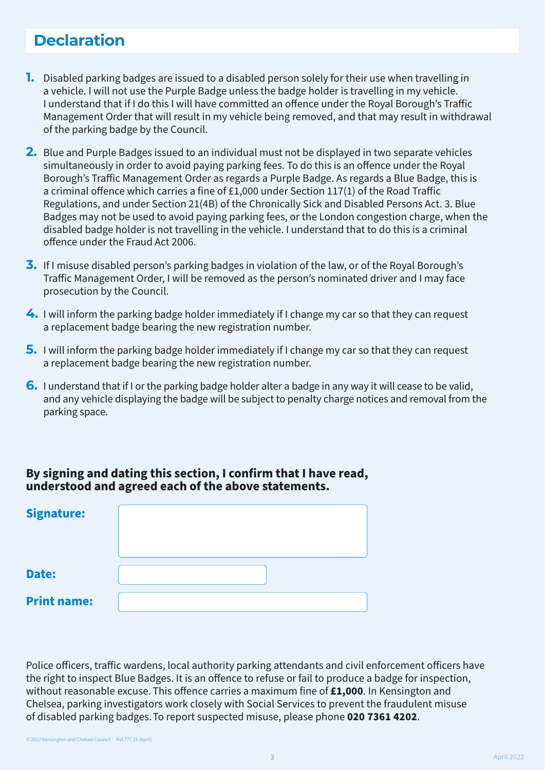## Declaration

1. Disabled parking badges are issued to a disabled person solely for their use when travelling in a vehicle. I will not use the Purple Badge unless the badge holder is travelling in my vehicle. I understand that if I do this I will have committed an offence under the Royal Borough's Traffic Management Order that will result in my vehicle being removed, and that may result in withdrawal of the parking badge by the Council.
2. Blue and Purple Badges issued to an individual must not be displayed in two separate vehicles simultaneously in order to avoid paying parking fees. To do this is an offence under the Royal Borough's Traffic Management Order as regards a Purple Badge. As regards a Blue Badge, this is a criminal offence which carries a fine of £1,000 under Section 117(1) of the Road Traffic Regulations, and under Section 21(4B) of the Chronically Sick and Disabled Persons Act. 3. Blue Badges may not be used to avoid paying parking fees, or the London congestion charge, when the disabled badge holder is not travelling in the vehicle. I understand that to do this is a criminal offence under the Fraud Act 2006.
3. If I misuse disabled person's parking badges in violation of the law, or of the Royal Borough's Traffic Management Order, I will be removed as the person's nominated driver and I may face prosecution by the Council.
4. I will inform the parking badge holder immediately if I change my car so that they can request a replacement badge bearing the new registration number.
5. I will inform the parking badge holder immediately if I change my car so that they can request a replacement badge bearing the new registration number.
6. I understand that if I or the parking badge holder alter a badge in any way it will cease to be valid, and any vehicle displaying the badge will be subject to penalty charge notices and removal from the parking space.

**By signing and dating this section, I confirm that I have read, understood and agreed each of the above statements.**

**Signature:**

**Date:**

**Print name:**

Police officers, traffic wardens, local authority parking attendants and civil enforcement officers have the right to inspect Blue Badges. It is an offence to refuse or fail to produce a badge for inspection, without reasonable excuse. This offence carries a maximum fine of **£1,000**. In Kensington and Chelsea, parking investigators work closely with Social Services to prevent the fraudulent misuse of disabled parking badges. To report suspected misuse, please phone **020 7361 4202**.

© 2022 Kensington and Chelsea Council Ref.777.15 (April)

April 2022